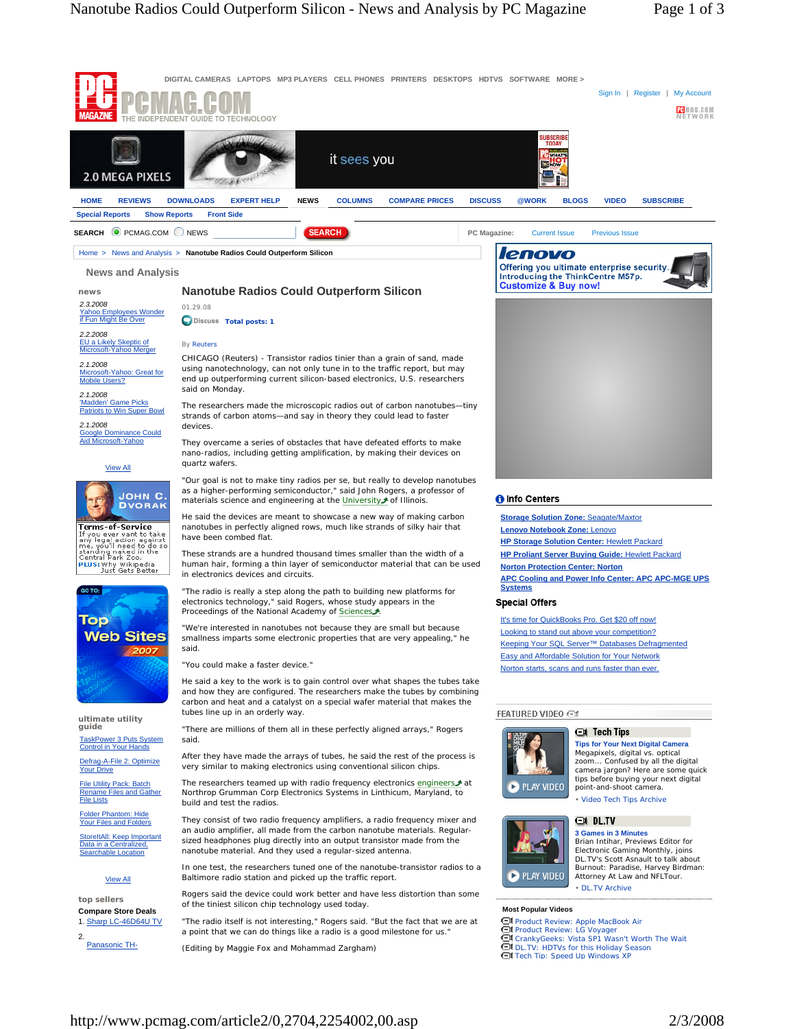# Nanotube Radios Could Outperform Silicon

01.29.08

Discuss Total posts: 1

By Reuters

CHICAGO (Reuters) - Transistor radios tinier than a grain of sand, made using nanotechnology, can not only tune in to the traffic report, but may end up outperforming current silicon-based electronics, U.S. researchers said on Monday.

The researchers made the microscopic radios out of carbon nanotubes—tiny strands of carbon atoms—and say in theory they could lead to faster devices.

They overcame a series of obstacles that have defeated efforts to make nano-radios, including getting amplification, by making their devices on quartz wafers.

"Our goal is not to make tiny radios per se, but really to develop nanotubes as a higher-performing semiconductor," said John Rogers, a professor of materials science and engineering at the University of Illinois.

He said the devices are meant to showcase a new way of making carbon nanotubes in perfectly aligned rows, much like strands of silky hair that have been combed flat.

These strands are a hundred thousand times smaller than the width of a human hair, forming a thin layer of semiconductor material that can be used in electronics devices and circuits.

"The radio is really a step along the path to building new platforms for electronics technology," said Rogers, whose study appears in the Proceedings of the National Academy of Sciences.

"We're interested in nanotubes not because they are small but because smallness imparts some electronic properties that are very appealing," he said.

"You could make a faster device."

He said a key to the work is to gain control over what shapes the tubes take and how they are configured. The researchers make the tubes by combining carbon and heat and a catalyst on a special wafer material that makes the tubes line up in an orderly way.

"There are millions of them all in these perfectly aligned arrays," Rogers said.

After they have made the arrays of tubes, he said the rest of the process is very similar to making electronics using conventional silicon chips.

The researchers teamed up with radio frequency electronics engineers at Northrop Grumman Corp Electronics Systems in Linthicum, Maryland, to build and test the radios.

They consist of two radio frequency amplifiers, a radio frequency mixer and an audio amplifier, all made from the carbon nanotube materials. Regular-sized headphones plug directly into an output transistor made from the nanotube material. And they used a regular-sized antenna.

In one test, the researchers tuned one of the nanotube-transistor radios to a Baltimore radio station and picked up the traffic report.

Rogers said the device could work better and have less distortion than some of the tiniest silicon chip technology used today.

"The radio itself is not interesting," Rogers said. "But the interesting part is that we are at a point that we can do things like a radio is a good milestone for us."

(Editing by Maggie Fox and Mohammad Zargham)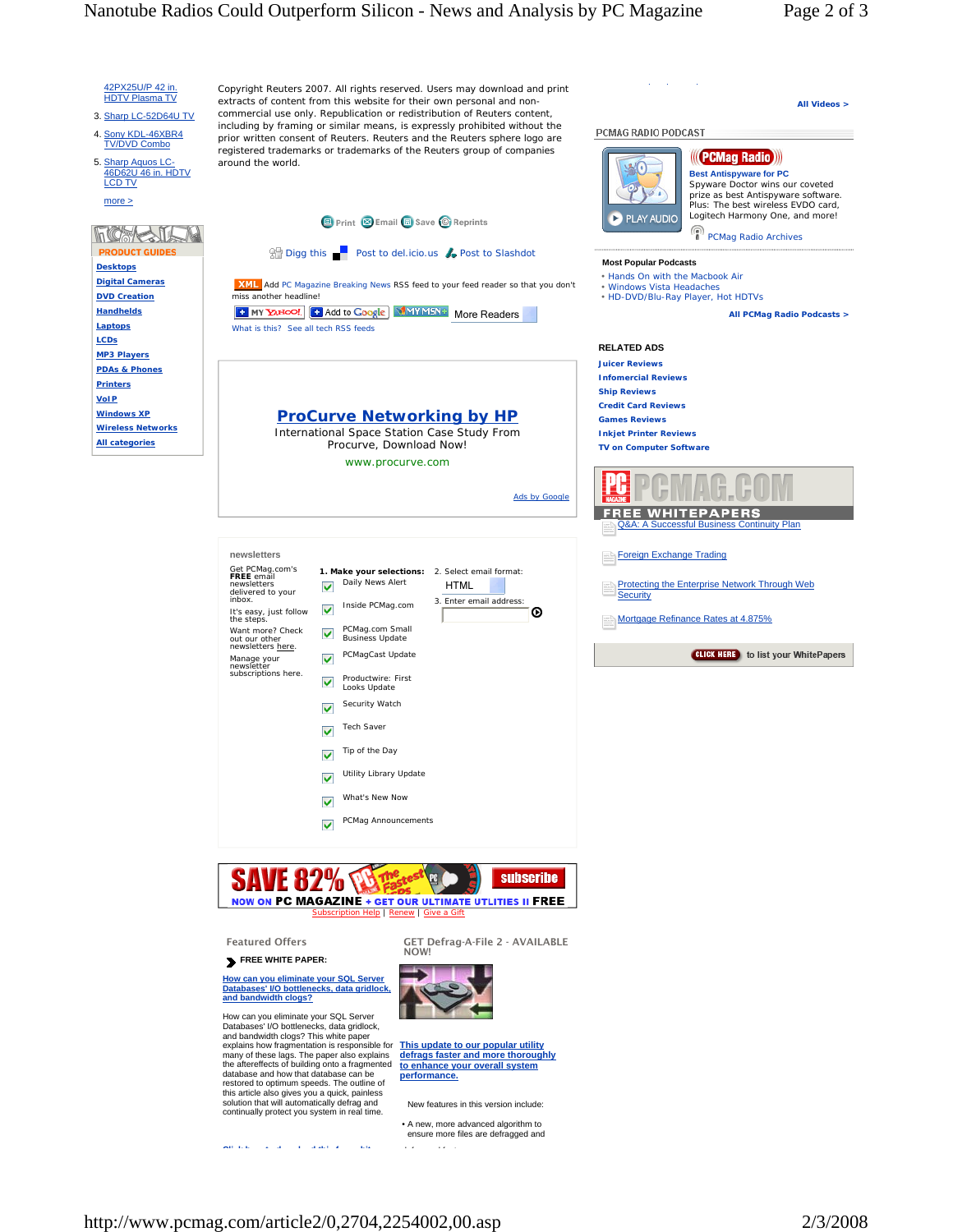42PX25U/P 42 in. HDTV Plasma TV

3. Sharp LC-52D64U TV
4. Sony KDL-46XBR4 TV/DVD Combo
5. Sharp Aquos LC-46D62U 46 in. HDTV LCD TV

more >

**PRODUCT GUIDES**

- Desktops
- Digital Cameras
- DVD Creation
- Handhelds
- Laptops
- LCDs
- MP3 Players
- PDAs & Phones
- Printers
- VoIP
- Windows XP
- Wireless Networks
- All categories

Copyright Reuters 2007. All rights reserved. Users may download and print extracts of content from this website for their own personal and non-commercial use only. Republication or redistribution of Reuters content, including by framing or similar means, is expressly prohibited without the prior written consent of Reuters. Reuters and the Reuters sphere logo are registered trademarks or trademarks of the Reuters group of companies around the world.

Print  Email  Save  Reprints

Digg this  Post to del.icio.us  Post to Slashdot

XML Add PC Magazine Breaking News RSS feed to your feed reader so that you don't miss another headline!

MY YAHOO!  Add to Google  MY MSN  More Readers

What is this?  See all tech RSS feeds

**ProCurve Networking by HP**
International Space Station Case Study From Procurve, Download Now!
www.procurve.com

Ads by Google

**newsletters**

Get PCMag.com's **FREE** email newsletters delivered to your inbox.

It's easy, just follow the steps.

Want more? Check out our other newsletters here.

Manage your newsletter subscriptions here.

**1. Make your selections:**

- Daily News Alert
- Inside PCMag.com
- PCMag.com Small Business Update
- PCMagCast Update
- Productwire: First Looks Update
- Security Watch
- Tech Saver
- Tip of the Day
- Utility Library Update
- What's New Now
- PCMag Announcements

2. Select email format: HTML

3. Enter email address:

SAVE 82% The Fastest PC subscribe
NOW ON PC MAGAZINE + GET OUR ULTIMATE UTILITIES II FREE
Subscription Help | Renew | Give a Gift

**Featured Offers**

**FREE WHITE PAPER:**

How can you eliminate your SQL Server Databases' I/O bottlenecks, data gridlock, and bandwidth clogs?

How can you eliminate your SQL Server Databases' I/O bottlenecks, data gridlock, and bandwidth clogs? This white paper explains how fragmentation is responsible for many of these lags. The paper also explains the aftereffects of building onto a fragmented database and how that database can be restored to optimum speeds. The outline of this article also gives you a quick, painless solution that will automatically defrag and continually protect you system in real time.

**GET Defrag-A-File 2 - AVAILABLE NOW!**

This update to our popular utility defrags faster and more thoroughly to enhance your overall system performance.

New features in this version include:

- A new, more advanced algorithm to ensure more files are defragged and

All Videos >

**PCMAG RADIO PODCAST**

PLAY AUDIO

PCMag Radio

**Best Antispyware for PC**
Spyware Doctor wins our coveted prize as best Antispyware software. Plus: The best wireless EVDO card, Logitech Harmony One, and more!

PCMag Radio Archives

**Most Popular Podcasts**

- Hands On with the Macbook Air
- Windows Vista Headaches
- HD-DVD/Blu-Ray Player, Hot HDTVs

All PCMag Radio Podcasts >

**RELATED ADS**

- Juicer Reviews
- Infomercial Reviews
- Ship Reviews
- Credit Card Reviews
- Games Reviews
- Inkjet Printer Reviews
- TV on Computer Software

PCMAG.COM
**FREE WHITEPAPERS**

- Q&A: A Successful Business Continuity Plan
- Foreign Exchange Trading
- Protecting the Enterprise Network Through Web Security
- Mortgage Refinance Rates at 4.875%

CLICK HERE to list your WhitePapers